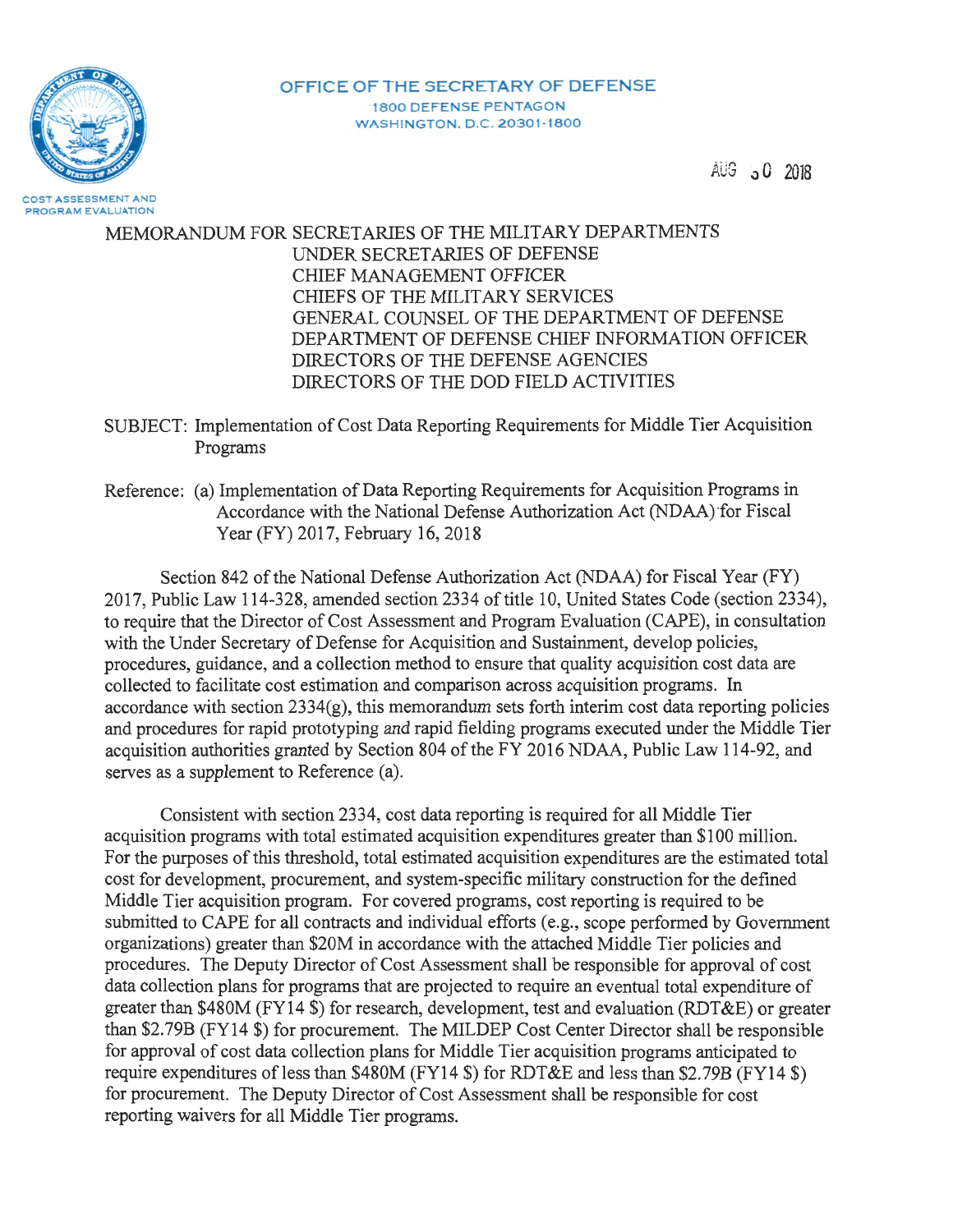OFFICE OF THE SECRETARY OF DEFENSE
1800 DEFENSE PENTAGON
WASHINGTON, D.C. 20301-1800

COST ASSESSMENT AND PROGRAM EVALUATION

AUG 30 2018

MEMORANDUM FOR SECRETARIES OF THE MILITARY DEPARTMENTS
UNDER SECRETARIES OF DEFENSE
CHIEF MANAGEMENT OFFICER
CHIEFS OF THE MILITARY SERVICES
GENERAL COUNSEL OF THE DEPARTMENT OF DEFENSE
DEPARTMENT OF DEFENSE CHIEF INFORMATION OFFICER
DIRECTORS OF THE DEFENSE AGENCIES
DIRECTORS OF THE DOD FIELD ACTIVITIES

SUBJECT: Implementation of Cost Data Reporting Requirements for Middle Tier Acquisition Programs

Reference: (a) Implementation of Data Reporting Requirements for Acquisition Programs in Accordance with the National Defense Authorization Act (NDAA) for Fiscal Year (FY) 2017, February 16, 2018

Section 842 of the National Defense Authorization Act (NDAA) for Fiscal Year (FY) 2017, Public Law 114-328, amended section 2334 of title 10, United States Code (section 2334), to require that the Director of Cost Assessment and Program Evaluation (CAPE), in consultation with the Under Secretary of Defense for Acquisition and Sustainment, develop policies, procedures, guidance, and a collection method to ensure that quality acquisition cost data are collected to facilitate cost estimation and comparison across acquisition programs. In accordance with section 2334(g), this memorandum sets forth interim cost data reporting policies and procedures for rapid prototyping and rapid fielding programs executed under the Middle Tier acquisition authorities granted by Section 804 of the FY 2016 NDAA, Public Law 114-92, and serves as a supplement to Reference (a).

Consistent with section 2334, cost data reporting is required for all Middle Tier acquisition programs with total estimated acquisition expenditures greater than $100 million. For the purposes of this threshold, total estimated acquisition expenditures are the estimated total cost for development, procurement, and system-specific military construction for the defined Middle Tier acquisition program. For covered programs, cost reporting is required to be submitted to CAPE for all contracts and individual efforts (e.g., scope performed by Government organizations) greater than $20M in accordance with the attached Middle Tier policies and procedures. The Deputy Director of Cost Assessment shall be responsible for approval of cost data collection plans for programs that are projected to require an eventual total expenditure of greater than $480M (FY14 $) for research, development, test and evaluation (RDT&E) or greater than $2.79B (FY14 $) for procurement. The MILDEP Cost Center Director shall be responsible for approval of cost data collection plans for Middle Tier acquisition programs anticipated to require expenditures of less than $480M (FY14 $) for RDT&E and less than $2.79B (FY14 $) for procurement. The Deputy Director of Cost Assessment shall be responsible for cost reporting waivers for all Middle Tier programs.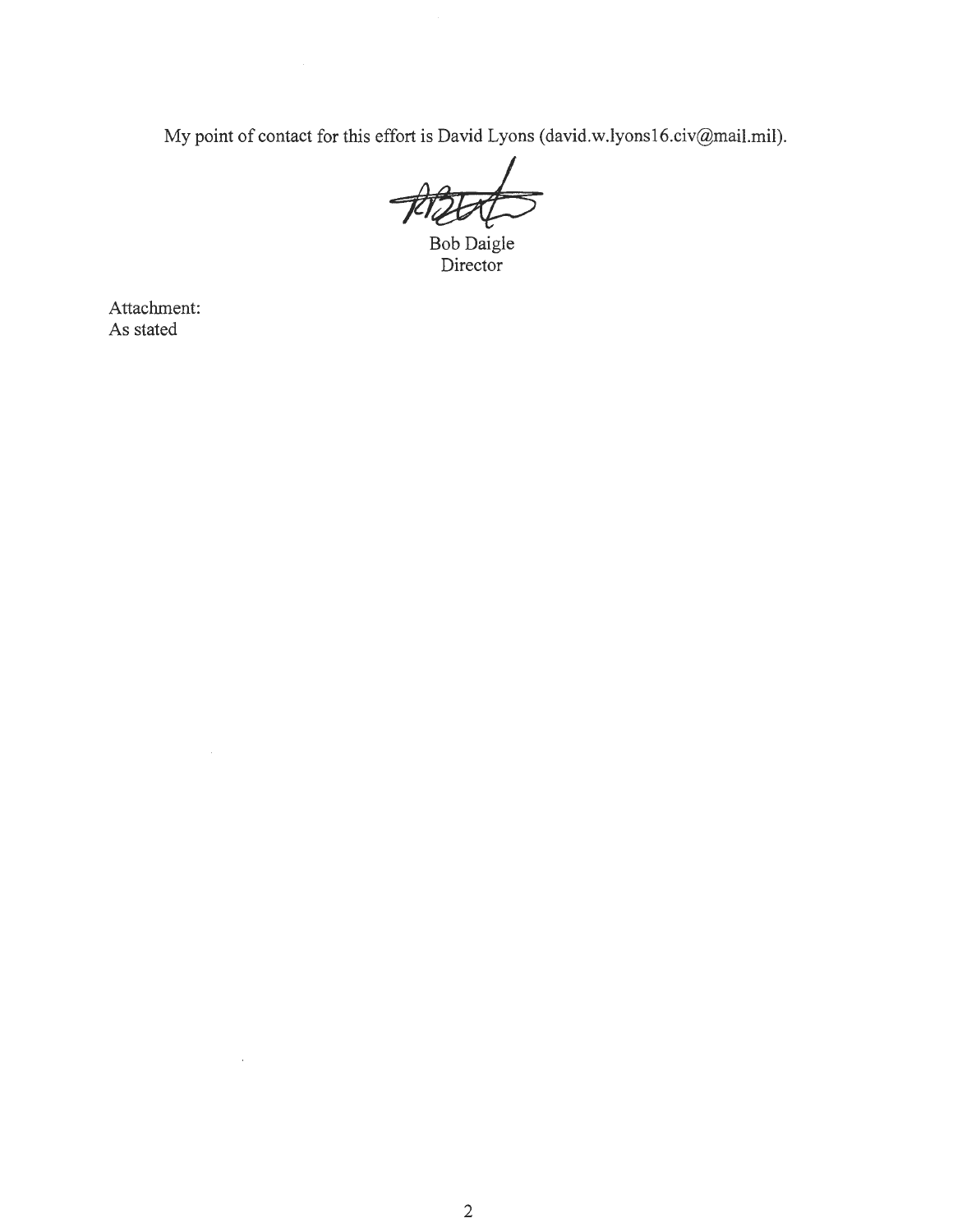My point of contact for this effort is David Lyons (david.w.lyons16.civ@mail.mil).

Bob Daigle
Director

Attachment:
As stated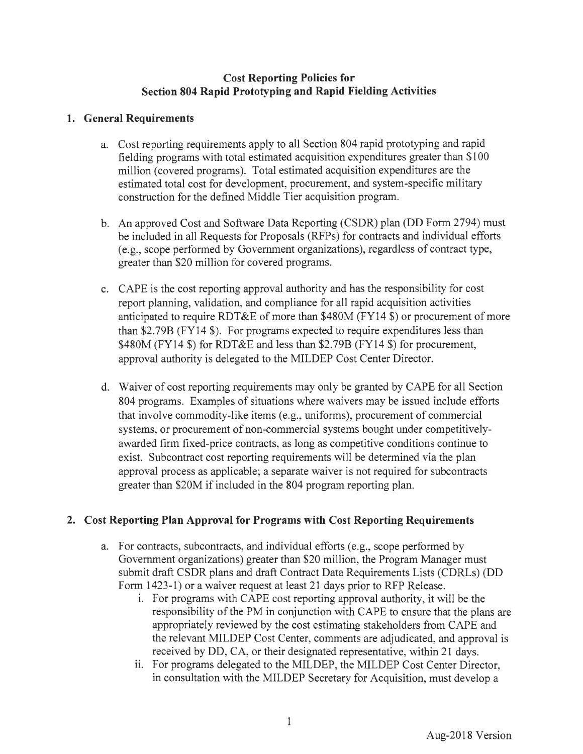## Cost Reporting Policies for Section 804 Rapid Prototyping and Rapid Fielding Activities

### 1. General Requirements

a. Cost reporting requirements apply to all Section 804 rapid prototyping and rapid fielding programs with total estimated acquisition expenditures greater than $100 million (covered programs). Total estimated acquisition expenditures are the estimated total cost for development, procurement, and system-specific military construction for the defined Middle Tier acquisition program.

b. An approved Cost and Software Data Reporting (CSDR) plan (DD Form 2794) must be included in all Requests for Proposals (RFPs) for contracts and individual efforts (e.g., scope performed by Government organizations), regardless of contract type, greater than $20 million for covered programs.

c. CAPE is the cost reporting approval authority and has the responsibility for cost report planning, validation, and compliance for all rapid acquisition activities anticipated to require RDT&E of more than $480M (FY14 $) or procurement of more than $2.79B (FY14 $). For programs expected to require expenditures less than $480M (FY14 $) for RDT&E and less than $2.79B (FY14 $) for procurement, approval authority is delegated to the MILDEP Cost Center Director.

d. Waiver of cost reporting requirements may only be granted by CAPE for all Section 804 programs. Examples of situations where waivers may be issued include efforts that involve commodity-like items (e.g., uniforms), procurement of commercial systems, or procurement of non-commercial systems bought under competitively-awarded firm fixed-price contracts, as long as competitive conditions continue to exist. Subcontract cost reporting requirements will be determined via the plan approval process as applicable; a separate waiver is not required for subcontracts greater than $20M if included in the 804 program reporting plan.

### 2. Cost Reporting Plan Approval for Programs with Cost Reporting Requirements

a. For contracts, subcontracts, and individual efforts (e.g., scope performed by Government organizations) greater than $20 million, the Program Manager must submit draft CSDR plans and draft Contract Data Requirements Lists (CDRLs) (DD Form 1423-1) or a waiver request at least 21 days prior to RFP Release.

   i. For programs with CAPE cost reporting approval authority, it will be the responsibility of the PM in conjunction with CAPE to ensure that the plans are appropriately reviewed by the cost estimating stakeholders from CAPE and the relevant MILDEP Cost Center, comments are adjudicated, and approval is received by DD, CA, or their designated representative, within 21 days.

   ii. For programs delegated to the MILDEP, the MILDEP Cost Center Director, in consultation with the MILDEP Secretary for Acquisition, must develop a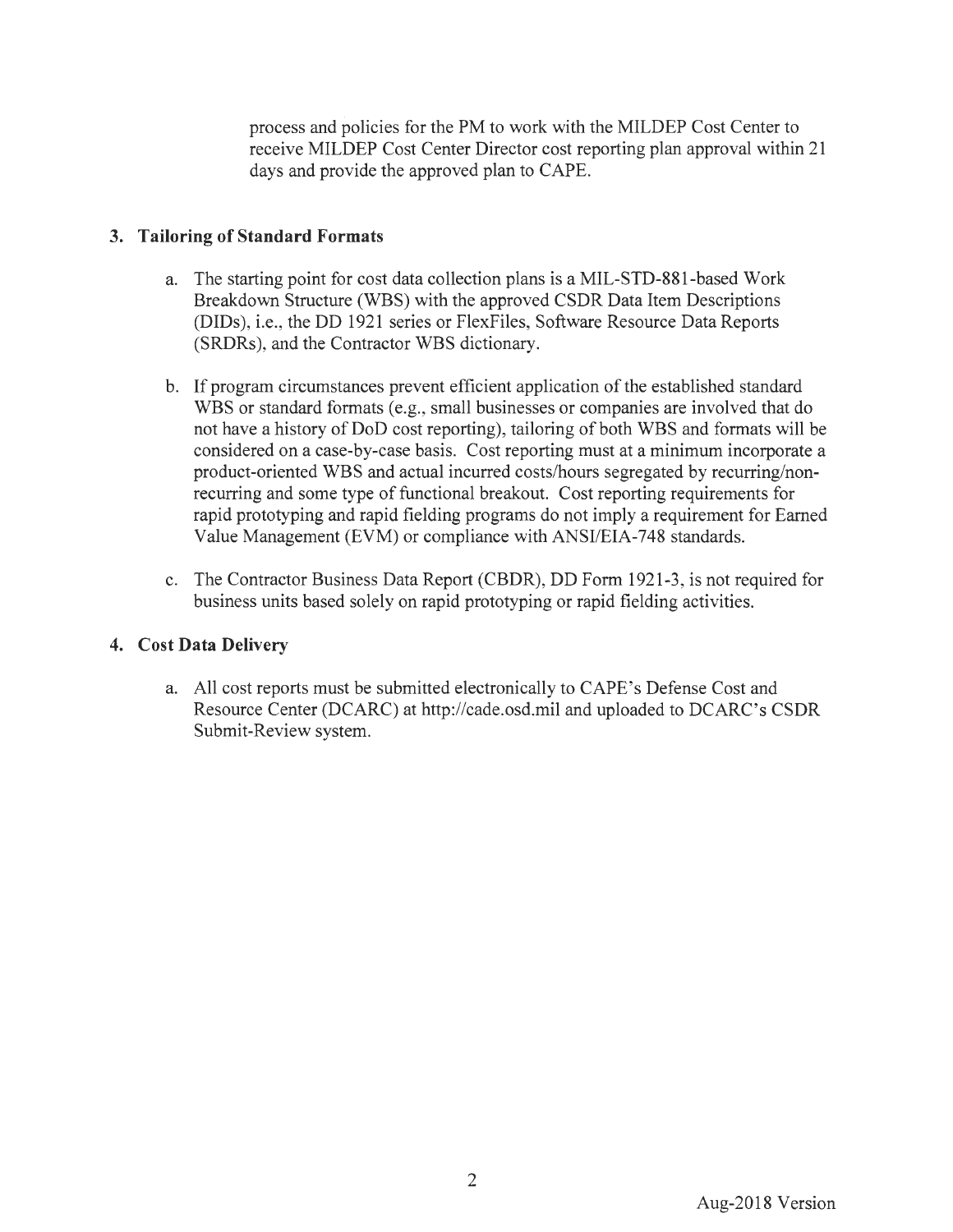process and policies for the PM to work with the MILDEP Cost Center to receive MILDEP Cost Center Director cost reporting plan approval within 21 days and provide the approved plan to CAPE.

**3. Tailoring of Standard Formats**

a. The starting point for cost data collection plans is a MIL-STD-881-based Work Breakdown Structure (WBS) with the approved CSDR Data Item Descriptions (DIDs), i.e., the DD 1921 series or FlexFiles, Software Resource Data Reports (SRDRs), and the Contractor WBS dictionary.

b. If program circumstances prevent efficient application of the established standard WBS or standard formats (e.g., small businesses or companies are involved that do not have a history of DoD cost reporting), tailoring of both WBS and formats will be considered on a case-by-case basis. Cost reporting must at a minimum incorporate a product-oriented WBS and actual incurred costs/hours segregated by recurring/non-recurring and some type of functional breakout. Cost reporting requirements for rapid prototyping and rapid fielding programs do not imply a requirement for Earned Value Management (EVM) or compliance with ANSI/EIA-748 standards.

c. The Contractor Business Data Report (CBDR), DD Form 1921-3, is not required for business units based solely on rapid prototyping or rapid fielding activities.

**4. Cost Data Delivery**

a. All cost reports must be submitted electronically to CAPE's Defense Cost and Resource Center (DCARC) at http://cade.osd.mil and uploaded to DCARC's CSDR Submit-Review system.

Aug-2018 Version